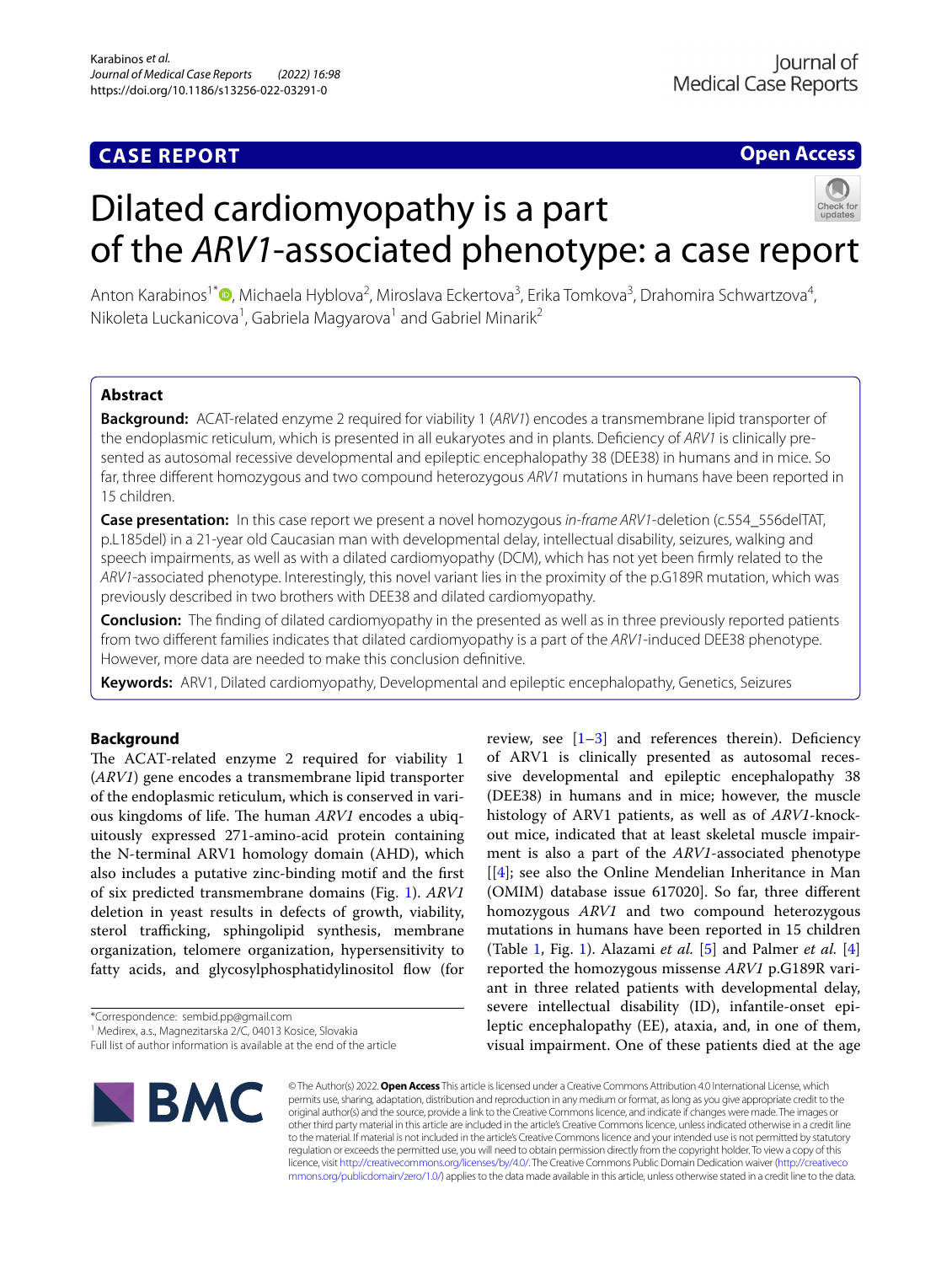CASE REPORT

Open Access

# Dilated cardiomyopathy is a part of the *ARV1*-associated phenotype: a case report

Anton Karabinos[1*], Michaela Hyblova[2], Miroslava Eckertova[3], Erika Tomkova[3], Drahomira Schwartzova[4], Nikoleta Luckanicova[1], Gabriela Magyarova[1] and Gabriel Minarik[2]

## Abstract

**Background:** ACAT-related enzyme 2 required for viability 1 (*ARV1*) encodes a transmembrane lipid transporter of the endoplasmic reticulum, which is presented in all eukaryotes and in plants. Deficiency of *ARV1* is clinically presented as autosomal recessive developmental and epileptic encephalopathy 38 (DEE38) in humans and in mice. So far, three different homozygous and two compound heterozygous *ARV1* mutations in humans have been reported in 15 children.

**Case presentation:** In this case report we present a novel homozygous *in-frame ARV1*-deletion (c.554_556delTAT, p.L185del) in a 21-year old Caucasian man with developmental delay, intellectual disability, seizures, walking and speech impairments, as well as with a dilated cardiomyopathy (DCM), which has not yet been firmly related to the *ARV1*-associated phenotype. Interestingly, this novel variant lies in the proximity of the p.G189R mutation, which was previously described in two brothers with DEE38 and dilated cardiomyopathy.

**Conclusion:** The finding of dilated cardiomyopathy in the presented as well as in three previously reported patients from two different families indicates that dilated cardiomyopathy is a part of the *ARV1*-induced DEE38 phenotype. However, more data are needed to make this conclusion definitive.

**Keywords:** ARV1, Dilated cardiomyopathy, Developmental and epileptic encephalopathy, Genetics, Seizures

## Background

The ACAT-related enzyme 2 required for viability 1 (*ARV1*) gene encodes a transmembrane lipid transporter of the endoplasmic reticulum, which is conserved in various kingdoms of life. The human *ARV1* encodes a ubiquitously expressed 271-amino-acid protein containing the N-terminal ARV1 homology domain (AHD), which also includes a putative zinc-binding motif and the first of six predicted transmembrane domains (Fig. 1). *ARV1* deletion in yeast results in defects of growth, viability, sterol trafficking, sphingolipid synthesis, membrane organization, telomere organization, hypersensitivity to fatty acids, and glycosylphosphatidylinositol flow (for review, see [1–3] and references therein). Deficiency of ARV1 is clinically presented as autosomal recessive developmental and epileptic encephalopathy 38 (DEE38) in humans and in mice; however, the muscle histology of ARV1 patients, as well as of *ARV1*-knockout mice, indicated that at least skeletal muscle impairment is also a part of the *ARV1*-associated phenotype [[4]; see also the Online Mendelian Inheritance in Man (OMIM) database issue 617020]. So far, three different homozygous *ARV1* and two compound heterozygous mutations in humans have been reported in 15 children (Table 1, Fig. 1). Alazami *et al.* [5] and Palmer *et al.* [4] reported the homozygous missense *ARV1* p.G189R variant in three related patients with developmental delay, severe intellectual disability (ID), infantile-onset epileptic encephalopathy (EE), ataxia, and, in one of them, visual impairment. One of these patients died at the age

*Correspondence: sembid.pp@gmail.com
[1] Medirex, a.s., Magnezitarska 2/C, 04013 Kosice, Slovakia
Full list of author information is available at the end of the article

© The Author(s) 2022. **Open Access** This article is licensed under a Creative Commons Attribution 4.0 International License, which permits use, sharing, adaptation, distribution and reproduction in any medium or format, as long as you give appropriate credit to the original author(s) and the source, provide a link to the Creative Commons licence, and indicate if changes were made. The images or other third party material in this article are included in the article's Creative Commons licence, unless indicated otherwise in a credit line to the material. If material is not included in the article's Creative Commons licence and your intended use is not permitted by statutory regulation or exceeds the permitted use, you will need to obtain permission directly from the copyright holder. To view a copy of this licence, visit http://creativecommons.org/licenses/by/4.0/. The Creative Commons Public Domain Dedication waiver (http://creativecommons.org/publicdomain/zero/1.0/) applies to the data made available in this article, unless otherwise stated in a credit line to the data.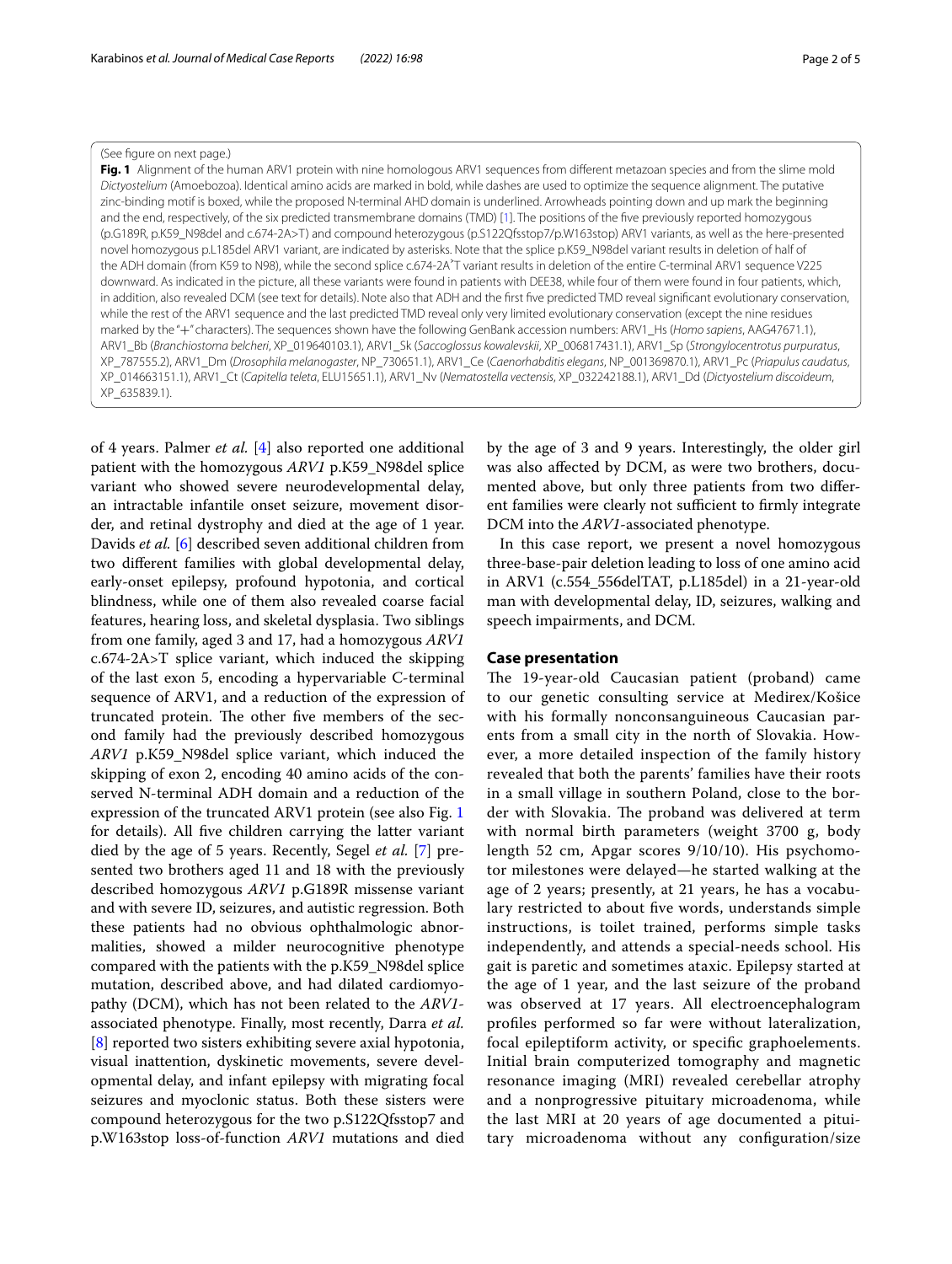(See figure on next page.)

**Fig. 1** Alignment of the human ARV1 protein with nine homologous ARV1 sequences from different metazoan species and from the slime mold *Dictyostelium* (Amoebozoa). Identical amino acids are marked in bold, while dashes are used to optimize the sequence alignment. The putative zinc-binding motif is boxed, while the proposed N-terminal AHD domain is underlined. Arrowheads pointing down and up mark the beginning and the end, respectively, of the six predicted transmembrane domains (TMD) [1]. The positions of the five previously reported homozygous (p.G189R, p.K59_N98del and c.674-2A>T) and compound heterozygous (p.S122Qfsstop7/p.W163stop) ARV1 variants, as well as the here-presented novel homozygous p.L185del ARV1 variant, are indicated by asterisks. Note that the splice p.K59_N98del variant results in deletion of half of the ADH domain (from K59 to N98), while the second splice c.674-2A˃T variant results in deletion of the entire C-terminal ARV1 sequence V225 downward. As indicated in the picture, all these variants were found in patients with DEE38, while four of them were found in four patients, which, in addition, also revealed DCM (see text for details). Note also that ADH and the first five predicted TMD reveal significant evolutionary conservation, while the rest of the ARV1 sequence and the last predicted TMD reveal only very limited evolutionary conservation (except the nine residues marked by the "+" characters). The sequences shown have the following GenBank accession numbers: ARV1_Hs (*Homo sapiens*, AAG47671.1), ARV1_Bb (*Branchiostoma belcheri*, XP_019640103.1), ARV1_Sk (*Saccoglossus kowalevskii*, XP_006817431.1), ARV1_Sp (*Strongylocentrotus purpuratus*, XP_787555.2), ARV1_Dm (*Drosophila melanogaster*, NP_730651.1), ARV1_Ce (*Caenorhabditis elegans*, NP_001369870.1), ARV1_Pc (*Priapulus caudatus*, XP_014663151.1), ARV1_Ct (*Capitella teleta*, ELU15651.1), ARV1_Nv (*Nematostella vectensis*, XP_032242188.1), ARV1_Dd (*Dictyostelium discoideum*, XP_635839.1).

of 4 years. Palmer *et al.* [4] also reported one additional patient with the homozygous *ARV1* p.K59_N98del splice variant who showed severe neurodevelopmental delay, an intractable infantile onset seizure, movement disorder, and retinal dystrophy and died at the age of 1 year. Davids *et al.* [6] described seven additional children from two different families with global developmental delay, early-onset epilepsy, profound hypotonia, and cortical blindness, while one of them also revealed coarse facial features, hearing loss, and skeletal dysplasia. Two siblings from one family, aged 3 and 17, had a homozygous *ARV1* c.674-2A>T splice variant, which induced the skipping of the last exon 5, encoding a hypervariable C-terminal sequence of ARV1, and a reduction of the expression of truncated protein. The other five members of the second family had the previously described homozygous *ARV1* p.K59_N98del splice variant, which induced the skipping of exon 2, encoding 40 amino acids of the conserved N-terminal ADH domain and a reduction of the expression of the truncated ARV1 protein (see also Fig. 1 for details). All five children carrying the latter variant died by the age of 5 years. Recently, Segel *et al.* [7] presented two brothers aged 11 and 18 with the previously described homozygous *ARV1* p.G189R missense variant and with severe ID, seizures, and autistic regression. Both these patients had no obvious ophthalmologic abnormalities, showed a milder neurocognitive phenotype compared with the patients with the p.K59_N98del splice mutation, described above, and had dilated cardiomyopathy (DCM), which has not been related to the *ARV1*-associated phenotype. Finally, most recently, Darra *et al.* [8] reported two sisters exhibiting severe axial hypotonia, visual inattention, dyskinetic movements, severe developmental delay, and infant epilepsy with migrating focal seizures and myoclonic status. Both these sisters were compound heterozygous for the two p.S122Qfsstop7 and p.W163stop loss-of-function *ARV1* mutations and died by the age of 3 and 9 years. Interestingly, the older girl was also affected by DCM, as were two brothers, documented above, but only three patients from two different families were clearly not sufficient to firmly integrate DCM into the *ARV1*-associated phenotype.

In this case report, we present a novel homozygous three-base-pair deletion leading to loss of one amino acid in ARV1 (c.554_556delTAT, p.L185del) in a 21-year-old man with developmental delay, ID, seizures, walking and speech impairments, and DCM.

## Case presentation

The 19-year-old Caucasian patient (proband) came to our genetic consulting service at Medirex/Košice with his formally nonconsanguineous Caucasian parents from a small city in the north of Slovakia. However, a more detailed inspection of the family history revealed that both the parents' families have their roots in a small village in southern Poland, close to the border with Slovakia. The proband was delivered at term with normal birth parameters (weight 3700 g, body length 52 cm, Apgar scores 9/10/10). His psychomotor milestones were delayed—he started walking at the age of 2 years; presently, at 21 years, he has a vocabulary restricted to about five words, understands simple instructions, is toilet trained, performs simple tasks independently, and attends a special-needs school. His gait is paretic and sometimes ataxic. Epilepsy started at the age of 1 year, and the last seizure of the proband was observed at 17 years. All electroencephalogram profiles performed so far were without lateralization, focal epileptiform activity, or specific graphoelements. Initial brain computerized tomography and magnetic resonance imaging (MRI) revealed cerebellar atrophy and a nonprogressive pituitary microadenoma, while the last MRI at 20 years of age documented a pituitary microadenoma without any configuration/size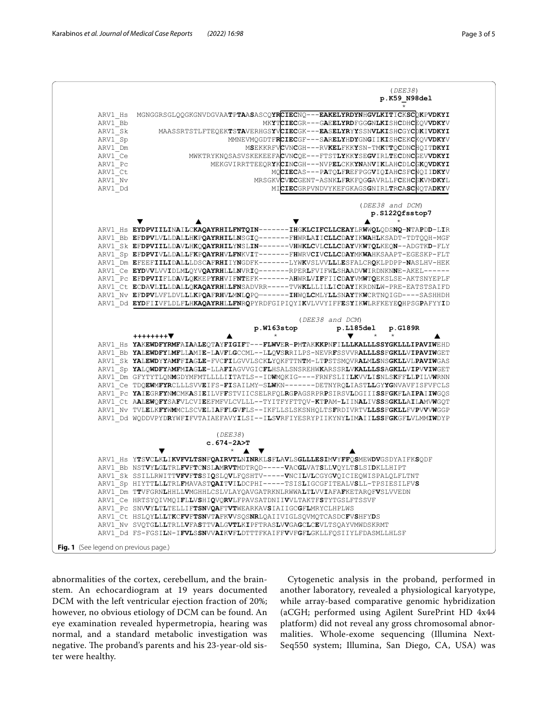```
                                                                        (DEE38)
                                                                     p.K59_N98del
                                                                          *
ARV1_Hs  MGNGGRSGLQQGKGNVDGVAATPTAASASCQYRCIECNQ---EAKELYRDYNHGVLKITICKSCQKPVDKYI
ARV1_Bb                                   MKYTCIECGR---GAEELYRDFGGGNLKISHCDHCEQVVDKYV
ARV1_Sk         MAASSRTSTLFTEQEKTSTAVERHGSYVCIECGK---EASELYRYYSSNVLKISHCGYCDKIVDKYI
ARV1_Sp                        MMNEVMQGDTFRCIECGF---SARELYHDYGNGIIKISHCEKCKQVVDKYV
ARV1_Dm                                MSEKKRFVCVNCGH---RVKELFKKYSN-TMKTTQCDNCHQITDKYI
ARV1_Ce               MWKTRYKNQSASVSKEKEEFACVNCQE---FTSTLYKKYSEGVIRLTECDNCGEVVDKYI
ARV1_Pc                       MEKGVIRRTTEEQRYKCINCGH---NVPELCKKYNANVIKLAHCDLCGKQVDKYI
ARV1_Ct                                    MQCIECAS---PATQLFREFPGGVIQIAHCSFCNQIIDKYV
ARV1_Nv                             MRSGKVCVECGENT-ASNKLFRKFQGGAVRLLFCEHCSKVMDKYL
ARV1_Dd                                    MICIECGRPVNDVYKEFGKAGSGNIRLTRCASCNQTADKYV

                                                                  (DEE38 and DCM)
                                                                  p.S122Qfsstop7
        ▼                      ▲                         ▼               ▲        *
ARV1_Hs EYDPVIILINAILCKAQAYRHILFNTQIN-------IHGKLCIFCLLCEAYLRWWQLQDSNQ-NTAPDD-LIR
ARV1_Bb EFDPVLVLLDALLHKPQAYRHILLNSGIQ-------FHWRLAIICLLCDAYIKWAHLKSADT-TDTQQH-MGF
ARV1_Sk EFDPVIILLDAVLHKQQAYRHILYNSLIN-------VHWKLCVLCLLCDAYVKWTQLKEQN--ADGTKD-FLY
ARV1_Sp EFDPVIVLLDALLFKPQAYRHVLFNKVIT-------FHWRVCIVCLLCDAYMKWAHKSAAPT-EGESKP-FLT
ARV1_Dm EFEEFIILIDALLLDSCAFRHIIYNGDFK-------LYWKVSLVVLLLESFALCRQKLPDPP-NASLHV-HEK
ARV1_Ce EYDVVLVVIDLMLQYVQAYRHLLLNVRIQ-------RPERLFVIFWLSHAADVWIRDNKNNE-AKEL------
ARV1_Pc EFDPVIIFLDAVLQKKEPYRHVIFNTEFK-------AHWRLVIFFIICDAYVMWTQEKSLSE-AKTSNYEPLF
ARV1_Ct ECDAVLILLDALLQKAQAYRHLLFNSADVRR-----TVWKLLLILLICDAYIKRDNLW-PRE-EATSTSAIFD
ARV1_Nv EFDPVLVFLDVLLKPQAFRHVLMNLQPQ--------IHWQLCMLYLLSNAYTKWCRTNQIGD----SASHHDH
ARV1_Dd EYDFIIVFLDLFLHKAQAYRHLLFNRQPYRDFGIPIQYIKVLVVYIFFESYIKWLRFKEYEQHPSGPAFYYID

                                                 (DEE38 and DCM)
                                   p.W163stop          p.L185del   p.G189R
        ++++++++▼            ▲          *               ▼      *     *          ▲
ARV1_Hs YAKEWDFYRMFAIAALEQTAYFIGIFT---FLWVER-PMTAKKKPNFILLLKALLLSSYGKLLLIPAVIWEHD
ARV1_Bb YALEWDFYLMFLLAMIE-LAVFLGCCML--LLQVSRRILPS-NEVRFSSVVRALLLSSFGKLLVIPAVIWGET
ARV1_Sk YALEWDYYAMFFIAGLE-FVCFILGVVLSCKLYQKFTTNTM-LTPSTSMQVRALMLSNSGKLLVLPAVIWGAS
ARV1_Sp YALQWDFYAMFMIAGLE-LLAFIAGVVGICFLHSALSNSREHWKARSSRLVKALLLSSAGKLLVIPVVIWGET
ARV1_Dm GFYTYTLQNMGDYMFMTLLLLIITATLS--IDWMQKIG----FRNFSLIILKVVLISNLSKFFLLPILVWRNN
ARV1_Ce TDQEWMFYRCLLLSVVEIFS-FISAILMY-SLWKN-------DETNYRQLIASTLLGYYGNVAVFISFVFCLS
ARV1_Pc YAIEGRFYNMCMKASIEILVFFSTVIICSELRFQLRGPAGSRPRPSIRSVLDGIIISSFGKFLAIPAIIWGQS
ARV1_Ct AALEWQFYSAFVLCVIEEFMFVLCVLLL--TYITFYFTTQV-KTPAM-LIINALIVSSSGKLLAILAMVWGQT
ARV1_Nv TVLELKFYWMMCLSCVELIAFFLGVFLS--IKFLLSLSKSNHQLTSFRDIVRTVLLSSFGKLLFVPVVVWGGP
ARV1_Dd WQDDVPYDRYWFIFVTAIAEFAVYILSI--ILSVRFIYESRYPIIKYNYLIMAIILSSFGKGFLVLMMIWDYP

                             (DEE38)
                           c.674-2A>T
            ▼                   *  ▲  ▼                          ▲
ARV1_Hs YTSVCLKLIKVFVLTSNFQAIRVTLNINRKLSFLAVLSGLLLESIMVYFFQSMEWDVGSDYAIFKSQDF
ARV1_Bb NSTVYLGLTRLFVFTCNSLAMRVTMDTRQD-----VACGLVATSLLVQYLTSLSIDKLLHIPT
ARV1_Sk SSILLRWITTVFVFTSSIQSLQVLFQSHTV-----VNCILVLCGYGVQICIEQWISPALQLFLTNT
ARV1_Sp HIYTTLLLTRLFMAVASTQAITVILDCPHI-----TSISLIGCGFITEALVSLL-TPSIESILFVS
ARV1_Dm TTVFGRNLHHLLVMGHHLCSLVLAYQAVGATRKNLRWWALTLVVIAFAFKETARQFVSLVVEDN
ARV1_Ce HRTSYQIVMQIFLLVSHIQVQRVLFPAVSATDNIIVVLTAKTFSTYTGSLFTSSVF
ARV1_Pc SNVVYLTLTELLIFTSNVQAFTVTWEARKAVSIAIIGCGFLMRYCLHPLWS
ARV1_Ct HSLQYLLLTKCFVFTSNVTAFKVVSQSNRLQAIIVIGLSQVMQTCASDCFVSHFYDS
ARV1_Nv SVQTGLLLTRLLVFASTTVALGVTLKIPFTRASLVVGAGCLCEVLTSQAYVMWDSKRMT
ARV1_Dd FS-FGSILN-IFVLSSNVVAIKVFLDTTTFKAIFFVVFGFLGKLLFQSIIYLFDASMLLHLSF
```

**Fig. 1** (See legend on previous page.)

abnormalities of the cortex, cerebellum, and the brainstem. An echocardiogram at 19 years documented DCM with the left ventricular ejection fraction of 20%; however, no obvious etiology of DCM can be found. An eye examination revealed hypermetropia, hearing was normal, and a standard metabolic investigation was negative. The proband's parents and his 23-year-old sister were healthy.

Cytogenetic analysis in the proband, performed in another laboratory, revealed a physiological karyotype, while array-based comparative genomic hybridization (aCGH; performed using Agilent SurePrint HD 4x44 platform) did not reveal any gross chromosomal abnormalities. Whole-exome sequencing (Illumina NextSeq550 system; Illumina, San Diego, CA, USA) was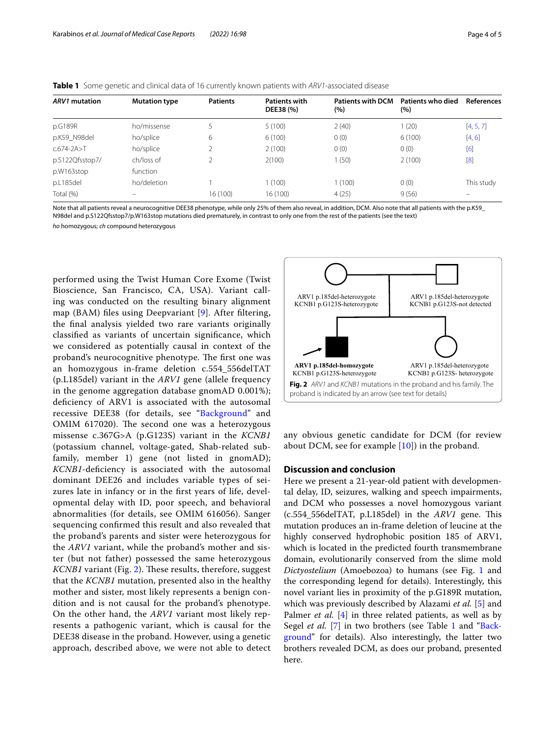**Table 1** Some genetic and clinical data of 16 currently known patients with *ARV1*-associated disease

| *ARV1* mutation | Mutation type | Patients | Patients with DEE38 (%) | Patients with DCM (%) | Patients who died (%) | References |
|---|---|---|---|---|---|---|
| p.G189R | ho/missense | 5 | 5 (100) | 2 (40) | 1 (20) | [4, 5, 7] |
| p.K59_N98del | ho/splice | 6 | 6 (100) | 0 (0) | 6 (100) | [4, 6] |
| c.674-2A>T | ho/splice | 2 | 2 (100) | 0 (0) | 0 (0) | [6] |
| p.S122Qfsstop7/ p.W163stop | ch/loss of function | 2 | 2(100) | 1 (50) | 2 (100) | [8] |
| p.L185del | ho/deletion | 1 | 1 (100) | 1 (100) | 0 (0) | This study |
| Total (%) | – | 16 (100) | 16 (100) | 4 (25) | 9 (56) | – |

Note that all patients reveal a neurocognitive DEE38 phenotype, while only 25% of them also reveal, in addition, DCM. Also note that all patients with the p.K59_N98del and p.S122Qfsstop7/p.W163stop mutations died prematurely, in contrast to only one from the rest of the patients (see the text)

*ho* homozygous; *ch* compound heterozygous

performed using the Twist Human Core Exome (Twist Bioscience, San Francisco, CA, USA). Variant calling was conducted on the resulting binary alignment map (BAM) files using Deepvariant [9]. After filtering, the final analysis yielded two rare variants originally classified as variants of uncertain significance, which we considered as potentially causal in context of the proband's neurocognitive phenotype. The first one was an homozygous in-frame deletion c.554_556delTAT (p.L185del) variant in the *ARV1* gene (allele frequency in the genome aggregation database gnomAD 0.001%); deficiency of ARV1 is associated with the autosomal recessive DEE38 (for details, see "Background" and OMIM 617020). The second one was a heterozygous missense c.367G>A (p.G123S) variant in the *KCNB1* (potassium channel, voltage-gated, Shab-related subfamily, member 1) gene (not listed in gnomAD); *KCNB1*-deficiency is associated with the autosomal dominant DEE26 and includes variable types of seizures late in infancy or in the first years of life, developmental delay with ID, poor speech, and behavioral abnormalities (for details, see OMIM 616056). Sanger sequencing confirmed this result and also revealed that the proband's parents and sister were heterozygous for the *ARV1* variant, while the proband's mother and sister (but not father) possessed the same heterozygous *KCNB1* variant (Fig. 2). These results, therefore, suggest that the *KCNB1* mutation, presented also in the healthy mother and sister, most likely represents a benign condition and is not causal for the proband's phenotype. On the other hand, the *ARV1* variant most likely represents a pathogenic variant, which is causal for the DEE38 disease in the proband. However, using a genetic approach, described above, we were not able to detect any obvious genetic candidate for DCM (for review about DCM, see for example [10]) in the proband.

ARV1 p.185del-heterozygote
KCNB1 p.G123S-heterozygote

ARV1 p.185del-heterozygote
KCNB1 p.G123S-not detected

**ARV1 p.185del-homozygote**
KCNB1 p.G123S-heterozygote

ARV1 p.185del-heterozygote
KCNB1 p.G123S- heterozygote

**Fig. 2** *ARV1* and *KCNB1* mutations in the proband and his family. The proband is indicated by an arrow (see text for details)

## Discussion and conclusion

Here we present a 21-year-old patient with developmental delay, ID, seizures, walking and speech impairments, and DCM who possesses a novel homozygous variant (c.554_556delTAT, p.L185del) in the *ARV1* gene. This mutation produces an in-frame deletion of leucine at the highly conserved hydrophobic position 185 of ARV1, which is located in the predicted fourth transmembrane domain, evolutionarily conserved from the slime mold *Dictyostelium* (Amoebozoa) to humans (see Fig. 1 and the corresponding legend for details). Interestingly, this novel variant lies in proximity of the p.G189R mutation, which was previously described by Alazami *et al.* [5] and Palmer *et al.* [4] in three related patients, as well as by Segel *et al.* [7] in two brothers (see Table 1 and "Background" for details). Also interestingly, the latter two brothers revealed DCM, as does our proband, presented here.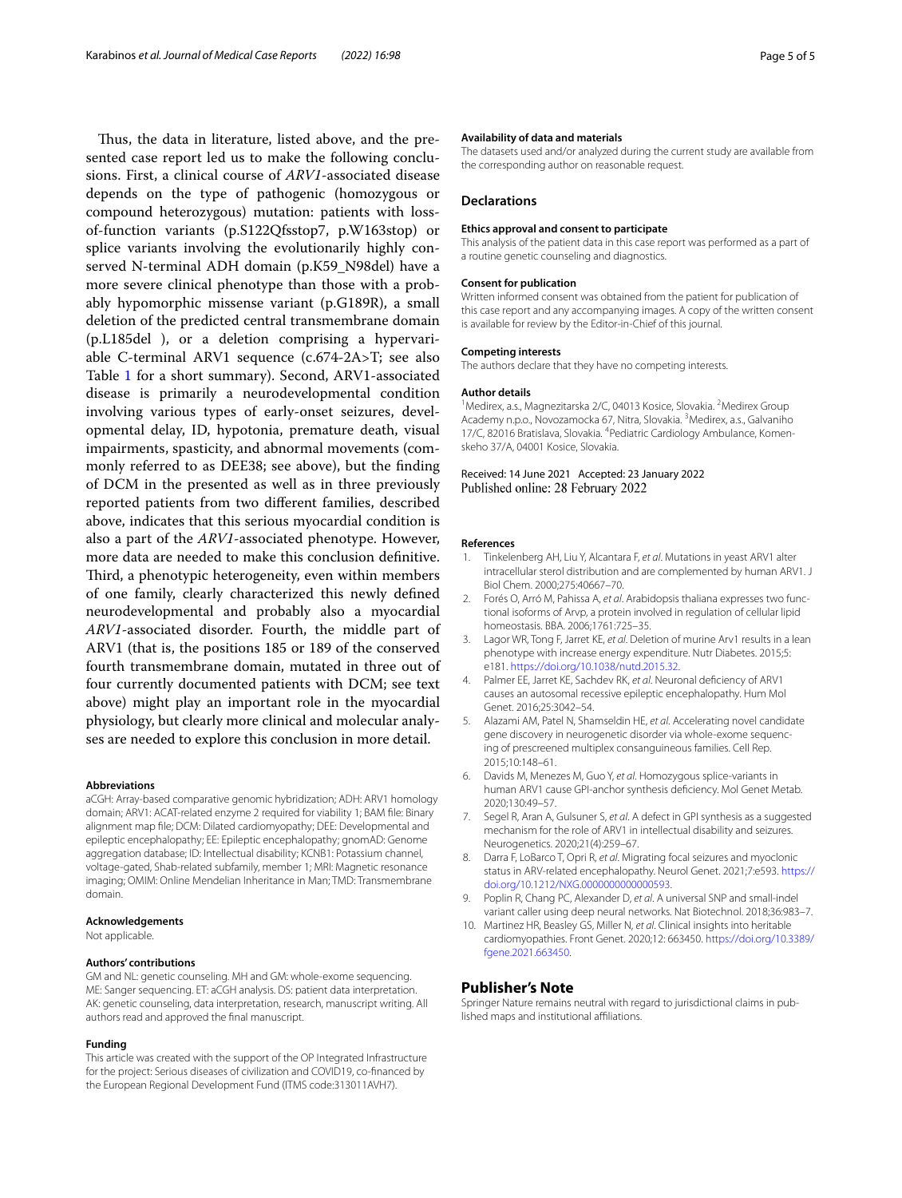Thus, the data in literature, listed above, and the presented case report led us to make the following conclusions. First, a clinical course of *ARV1*-associated disease depends on the type of pathogenic (homozygous or compound heterozygous) mutation: patients with loss-of-function variants (p.S122Qfsstop7, p.W163stop) or splice variants involving the evolutionarily highly conserved N-terminal ADH domain (p.K59_N98del) have a more severe clinical phenotype than those with a probably hypomorphic missense variant (p.G189R), a small deletion of the predicted central transmembrane domain (p.L185del ), or a deletion comprising a hypervariable C-terminal ARV1 sequence (c.674-2A>T; see also Table 1 for a short summary). Second, ARV1-associated disease is primarily a neurodevelopmental condition involving various types of early-onset seizures, developmental delay, ID, hypotonia, premature death, visual impairments, spasticity, and abnormal movements (commonly referred to as DEE38; see above), but the finding of DCM in the presented as well as in three previously reported patients from two different families, described above, indicates that this serious myocardial condition is also a part of the *ARV1*-associated phenotype. However, more data are needed to make this conclusion definitive. Third, a phenotypic heterogeneity, even within members of one family, clearly characterized this newly defined neurodevelopmental and probably also a myocardial *ARV1*-associated disorder. Fourth, the middle part of ARV1 (that is, the positions 185 or 189 of the conserved fourth transmembrane domain, mutated in three out of four currently documented patients with DCM; see text above) might play an important role in the myocardial physiology, but clearly more clinical and molecular analyses are needed to explore this conclusion in more detail.

#### Abbreviations

aCGH: Array-based comparative genomic hybridization; ADH: ARV1 homology domain; ARV1: ACAT-related enzyme 2 required for viability 1; BAM file: Binary alignment map file; DCM: Dilated cardiomyopathy; DEE: Developmental and epileptic encephalopathy; EE: Epileptic encephalopathy; gnomAD: Genome aggregation database; ID: Intellectual disability; KCNB1: Potassium channel, voltage-gated, Shab-related subfamily, member 1; MRI: Magnetic resonance imaging; OMIM: Online Mendelian Inheritance in Man; TMD: Transmembrane domain.

#### Acknowledgements

Not applicable.

#### Authors' contributions

GM and NL: genetic counseling. MH and GM: whole-exome sequencing. ME: Sanger sequencing. ET: aCGH analysis. DS: patient data interpretation. AK: genetic counseling, data interpretation, research, manuscript writing. All authors read and approved the final manuscript.

#### Funding

This article was created with the support of the OP Integrated Infrastructure for the project: Serious diseases of civilization and COVID19, co-financed by the European Regional Development Fund (ITMS code:313011AVH7).

#### Availability of data and materials

The datasets used and/or analyzed during the current study are available from the corresponding author on reasonable request.

### Declarations

#### Ethics approval and consent to participate

This analysis of the patient data in this case report was performed as a part of a routine genetic counseling and diagnostics.

#### Consent for publication

Written informed consent was obtained from the patient for publication of this case report and any accompanying images. A copy of the written consent is available for review by the Editor-in-Chief of this journal.

#### Competing interests

The authors declare that they have no competing interests.

#### Author details

[1]Medirex, a.s., Magnezitarska 2/C, 04013 Kosice, Slovakia. [2]Medirex Group Academy n.p.o., Novozamocka 67, Nitra, Slovakia. [3]Medirex, a.s., Galvaniho 17/C, 82016 Bratislava, Slovakia. [4]Pediatric Cardiology Ambulance, Komenskeho 37/A, 04001 Kosice, Slovakia.

Received: 14 June 2021 Accepted: 23 January 2022
Published online: 28 February 2022

#### References

1. Tinkelenberg AH, Liu Y, Alcantara F, *et al*. Mutations in yeast ARV1 alter intracellular sterol distribution and are complemented by human ARV1. J Biol Chem. 2000;275:40667–70.
2. Forés O, Arró M, Pahissa A, *et al*. Arabidopsis thaliana expresses two functional isoforms of Arvp, a protein involved in regulation of cellular lipid homeostasis. BBA. 2006;1761:725–35.
3. Lagor WR, Tong F, Jarret KE, *et al*. Deletion of murine Arv1 results in a lean phenotype with increase energy expenditure. Nutr Diabetes. 2015;5:e181. https://doi.org/10.1038/nutd.2015.32.
4. Palmer EE, Jarret KE, Sachdev RK, *et al*. Neuronal deficiency of ARV1 causes an autosomal recessive epileptic encephalopathy. Hum Mol Genet. 2016;25:3042–54.
5. Alazami AM, Patel N, Shamseldin HE, *et al*. Accelerating novel candidate gene discovery in neurogenetic disorder via whole-exome sequencing of prescreened multiplex consanguineous families. Cell Rep. 2015;10:148–61.
6. Davids M, Menezes M, Guo Y, *et al*. Homozygous splice-variants in human ARV1 cause GPI-anchor synthesis deficiency. Mol Genet Metab. 2020;130:49–57.
7. Segel R, Aran A, Gulsuner S, *et al*. A defect in GPI synthesis as a suggested mechanism for the role of ARV1 in intellectual disability and seizures. Neurogenetics. 2020;21(4):259–67.
8. Darra F, LoBarco T, Opri R, *et al*. Migrating focal seizures and myoclonic status in ARV-related encephalopathy. Neurol Genet. 2021;7:e593. https://doi.org/10.1212/NXG.0000000000000593.
9. Poplin R, Chang PC, Alexander D, *et al*. A universal SNP and small-indel variant caller using deep neural networks. Nat Biotechnol. 2018;36:983–7.
10. Martinez HR, Beasley GS, Miller N, *et al*. Clinical insights into heritable cardiomyopathies. Front Genet. 2020;12: 663450. https://doi.org/10.3389/fgene.2021.663450.

## Publisher's Note

Springer Nature remains neutral with regard to jurisdictional claims in published maps and institutional affiliations.